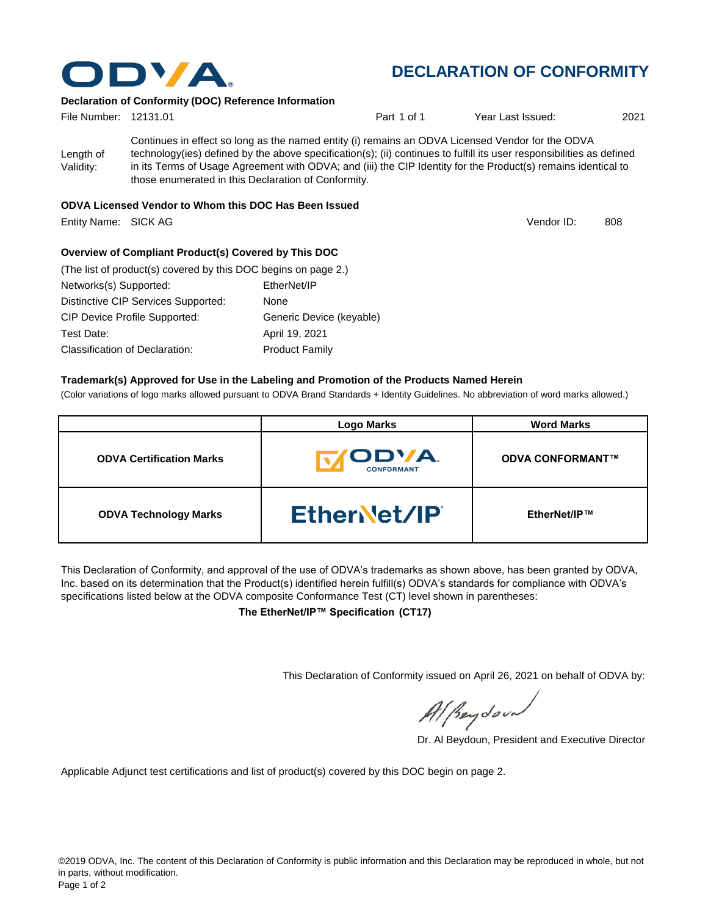# DECLARATION OF CONFORMITY

**Declaration of Conformity (DOC) Reference Information**

File Number: 12131.01 | Part 1 of 1 | Year Last Issued: 2021

Length of Validity: Continues in effect so long as the named entity (i) remains an ODVA Licensed Vendor for the ODVA technology(ies) defined by the above specification(s); (ii) continues to fulfill its user responsibilities as defined in its Terms of Usage Agreement with ODVA; and (iii) the CIP Identity for the Product(s) remains identical to those enumerated in this Declaration of Conformity.

**ODVA Licensed Vendor to Whom this DOC Has Been Issued**

Entity Name: SICK AG | Vendor ID: 808

**Overview of Compliant Product(s) Covered by This DOC**

(The list of product(s) covered by this DOC begins on page 2.)

| | |
|---|---|
| Networks(s) Supported: | EtherNet/IP |
| Distinctive CIP Services Supported: | None |
| CIP Device Profile Supported: | Generic Device (keyable) |
| Test Date: | April 19, 2021 |
| Classification of Declaration: | Product Family |

**Trademark(s) Approved for Use in the Labeling and Promotion of the Products Named Herein**

(Color variations of logo marks allowed pursuant to ODVA Brand Standards + Identity Guidelines. No abbreviation of word marks allowed.)

| | Logo Marks | Word Marks |
|---|---|---|
| **ODVA Certification Marks** | ODVA CONFORMANT | **ODVA CONFORMANT™** |
| **ODVA Technology Marks** | EtherNet/IP | **EtherNet/IP™** |

This Declaration of Conformity, and approval of the use of ODVA's trademarks as shown above, has been granted by ODVA, Inc. based on its determination that the Product(s) identified herein fulfill(s) ODVA's standards for compliance with ODVA's specifications listed below at the ODVA composite Conformance Test (CT) level shown in parentheses:

**The EtherNet/IP™ Specification (CT17)**

This Declaration of Conformity issued on April 26, 2021 on behalf of ODVA by:

Dr. Al Beydoun, President and Executive Director

Applicable Adjunct test certifications and list of product(s) covered by this DOC begin on page 2.

©2019 ODVA, Inc. The content of this Declaration of Conformity is public information and this Declaration may be reproduced in whole, but not in parts, without modification.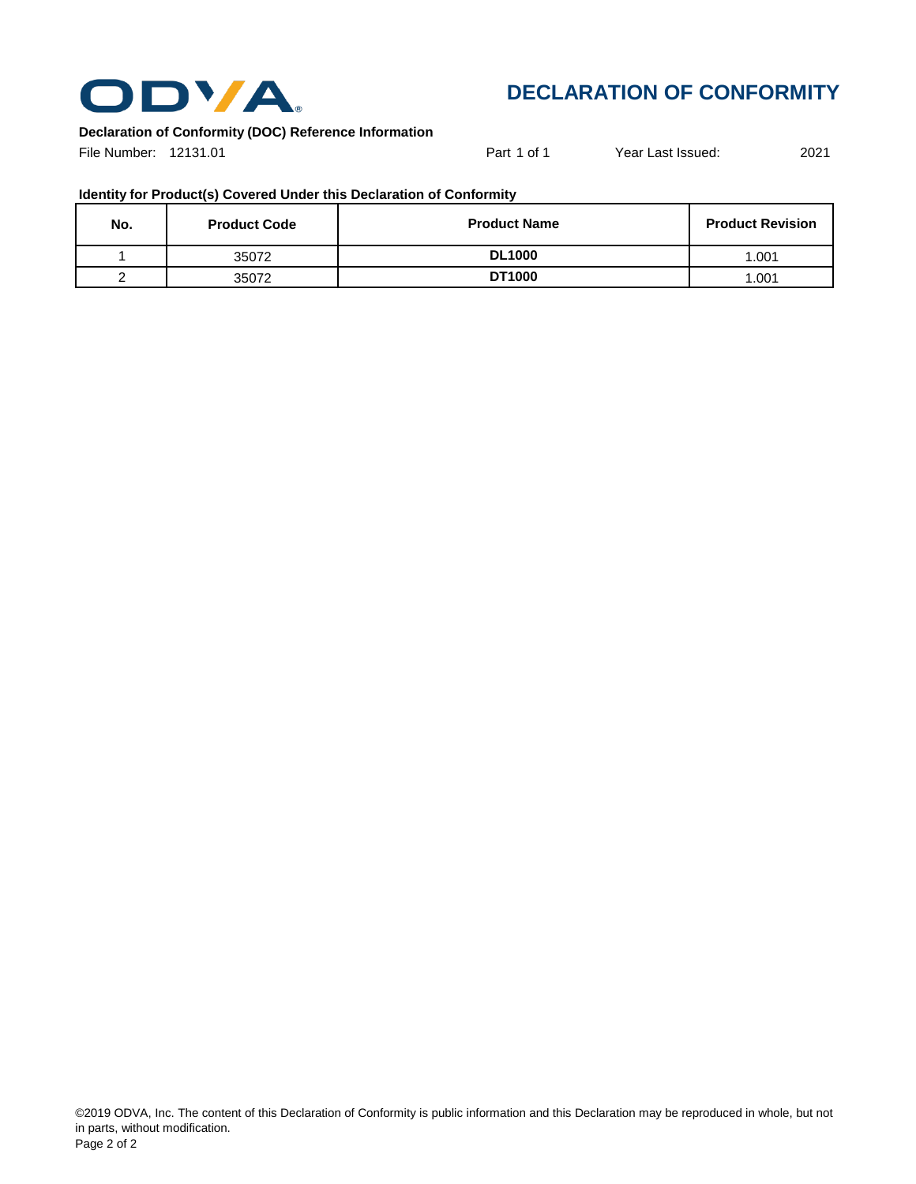# DECLARATION OF CONFORMITY

**Declaration of Conformity (DOC) Reference Information**

File Number: 12131.01 Part 1 of 1 Year Last Issued: 2021

**Identity for Product(s) Covered Under this Declaration of Conformity**

| No. | Product Code | Product Name | Product Revision |
|---|---|---|---|
| 1 | 35072 | **DL1000** | 1.001 |
| 2 | 35072 | **DT1000** | 1.001 |

©2019 ODVA, Inc. The content of this Declaration of Conformity is public information and this Declaration may be reproduced in whole, but not in parts, without modification.